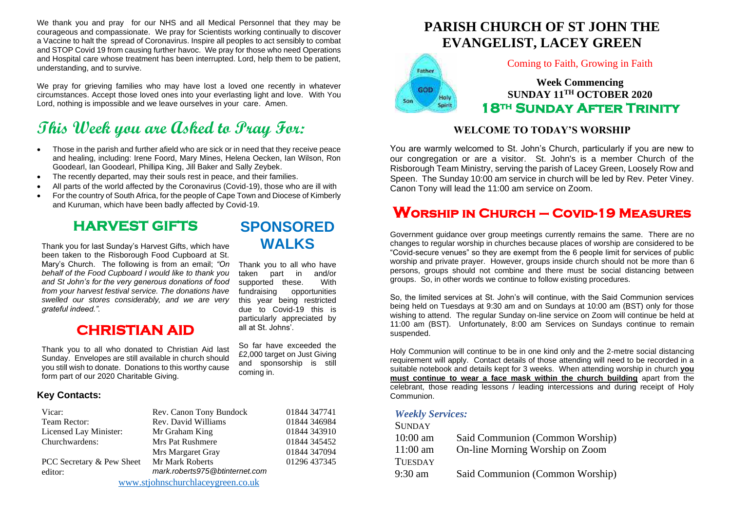We thank you and pray for our NHS and all Medical Personnel that they may be courageous and compassionate. We pray for Scientists working continually to discover a Vaccine to halt the spread of Coronavirus. Inspire all peoples to act sensibly to combat and STOP Covid 19 from causing further havoc. We pray for those who need Operations and Hospital care whose treatment has been interrupted. Lord, help them to be patient, understanding, and to survive.

We pray for grieving families who may have lost a loved one recently in whatever circumstances. Accept those loved ones into your everlasting light and love. With You Lord, nothing is impossible and we leave ourselves in your care. Amen.

# This Week you are Asked to Pray For:

- Those in the parish and further afield who are sick or in need that they receive peace and healing, including: Irene Foord, Mary Mines, Helena Oecken, Ian Wilson, Ron Goodearl, Ian Goodearl, Phillipa King, Jill Baker and Sally Zeybek.
- The recently departed, may their souls rest in peace, and their families.
- All parts of the world affected by the Coronavirus (Covid-19), those who are ill with
- For the country of South Africa, for the people of Cape Town and Diocese of Kimberly and Kuruman, which have been badly affected by Covid-19.

## HARVEST GIFTS

Thank you for last Sunday's Harvest Gifts, which have been taken to the Risborough Food Cupboard at St. Mary's Church. The following is from an email; *"On behalf of the Food Cupboard I would like to thank you and St John's for the very generous donations of food from your harvest festival service. The donations have swelled our stores considerably, and we are very grateful indeed."*.

## CHRISTIAN AID

Thank you to all who donated to Christian Aid last Sunday. Envelopes are still available in church should you still wish to donate. Donations to this worthy cause form part of our 2020 Charitable Giving.

## SPONSORED WALKS

Thank you to all who have taken part in and/or supported these. With fundraising opportunities this year being restricted due to Covid-19 this is particularly appreciated by all at St. Johns'.

So far have exceeded the £2,000 target on Just Giving and sponsorship is still coming in.

### Key Contacts:

| | | |
|---|---|---|
| Vicar: | Rev. Canon Tony Bundock | 01844 347741 |
| Team Rector: | Rev. David Williams | 01844 346984 |
| Licensed Lay Minister: | Mr Graham King | 01844 343910 |
| Churchwardens: | Mrs Pat Rushmere | 01844 345452 |
| | Mrs Margaret Gray | 01844 347094 |
| PCC Secretary & Pew Sheet editor: | Mr Mark Roberts *mark.roberts975@btinternet.com* | 01296 437345 |

www.stjohnschurchlaceygreen.co.uk

# PARISH CHURCH OF ST JOHN THE EVANGELIST, LACEY GREEN

Coming to Faith, Growing in Faith

**Week Commencing**
**SUNDAY 11TH OCTOBER 2020**
**18TH Sunday After Trinity**

### WELCOME TO TODAY'S WORSHIP

You are warmly welcomed to St. John's Church, particularly if you are new to our congregation or are a visitor. St. John's is a member Church of the Risborough Team Ministry, serving the parish of Lacey Green, Loosely Row and Speen. The Sunday 10:00 am service in church will be led by Rev. Peter Viney. Canon Tony will lead the 11:00 am service on Zoom.

## Worship in Church – Covid-19 Measures

Government guidance over group meetings currently remains the same. There are no changes to regular worship in churches because places of worship are considered to be "Covid-secure venues" so they are exempt from the 6 people limit for services of public worship and private prayer. However, groups inside church should not be more than 6 persons, groups should not combine and there must be social distancing between groups. So, in other words we continue to follow existing procedures.

So, the limited services at St. John's will continue, with the Said Communion services being held on Tuesdays at 9:30 am and on Sundays at 10:00 am (BST) only for those wishing to attend. The regular Sunday on-line service on Zoom will continue be held at 11:00 am (BST). Unfortunately, 8:00 am Services on Sundays continue to remain suspended.

Holy Communion will continue to be in one kind only and the 2-metre social distancing requirement will apply. Contact details of those attending will need to be recorded in a suitable notebook and details kept for 3 weeks. When attending worship in church **you must continue to wear a face mask within the church building** apart from the celebrant, those reading lessons / leading intercessions and during receipt of Holy Communion.

### *Weekly Services:*

| | |
|---|---|
| SUNDAY | |
| 10:00 am | Said Communion (Common Worship) |
| 11:00 am | On-line Morning Worship on Zoom |
| TUESDAY | |
| 9:30 am | Said Communion (Common Worship) |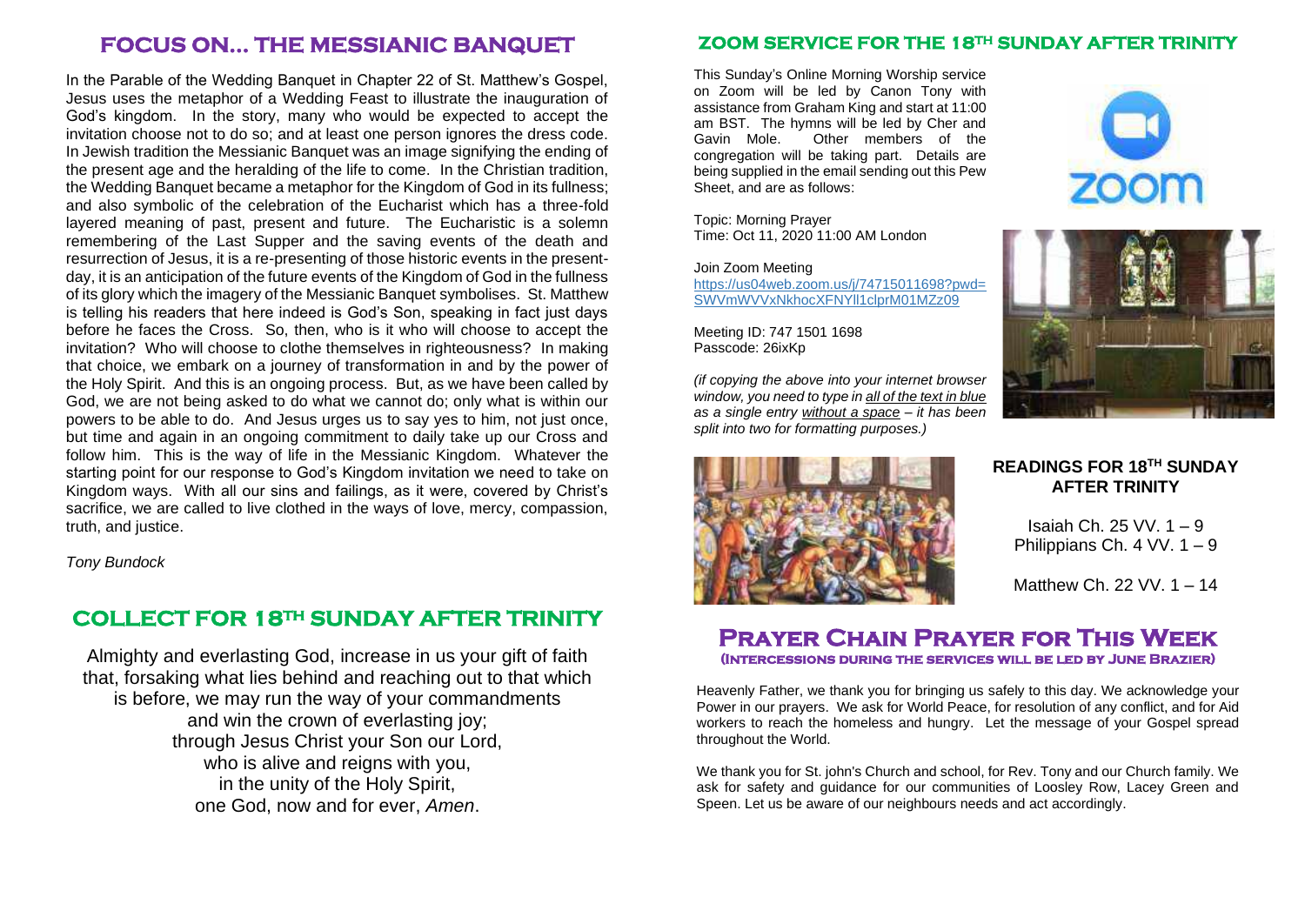## FOCUS ON… THE MESSIANIC BANQUET

In the Parable of the Wedding Banquet in Chapter 22 of St. Matthew's Gospel, Jesus uses the metaphor of a Wedding Feast to illustrate the inauguration of God's kingdom. In the story, many who would be expected to accept the invitation choose not to do so; and at least one person ignores the dress code. In Jewish tradition the Messianic Banquet was an image signifying the ending of the present age and the heralding of the life to come. In the Christian tradition, the Wedding Banquet became a metaphor for the Kingdom of God in its fullness; and also symbolic of the celebration of the Eucharist which has a three-fold layered meaning of past, present and future. The Eucharist is a solemn remembering of the Last Supper and the saving events of the death and resurrection of Jesus, it is a re-presenting of those historic events in the present-day, it is an anticipation of the future events of the Kingdom of God in the fullness of its glory which the imagery of the Messianic Banquet symbolises. St. Matthew is telling his readers that here indeed is God's Son, speaking in fact just days before he faces the Cross. So, then, who is it who will choose to accept the invitation? Who will choose to clothe themselves in righteousness? In making that choice, we embark on a journey of transformation in and by the power of the Holy Spirit. And this is an ongoing process. But, as we have been called by God, we are not being asked to do what we cannot do; only what is within our powers to be able to do. And Jesus urges us to say yes to him, not just once, but time and again in an ongoing commitment to daily take up our Cross and follow him. This is the way of life in the Messianic Kingdom. Whatever the starting point for our response to God's Kingdom invitation we need to take on Kingdom ways. With all our sins and failings, as it were, covered by Christ's sacrifice, we are called to live clothed in the ways of love, mercy, compassion, truth, and justice.

*Tony Bundock*

## COLLECT FOR 18TH SUNDAY AFTER TRINITY

Almighty and everlasting God, increase in us your gift of faith
that, forsaking what lies behind and reaching out to that which
is before, we may run the way of your commandments
and win the crown of everlasting joy;
through Jesus Christ your Son our Lord,
who is alive and reigns with you,
in the unity of the Holy Spirit,
one God, now and for ever, *Amen*.

## ZOOM SERVICE FOR THE 18TH SUNDAY AFTER TRINITY

This Sunday's Online Morning Worship service on Zoom will be led by Canon Tony with assistance from Graham King and start at 11:00 am BST. The hymns will be led by Cher and Gavin Mole. Other members of the congregation will be taking part. Details are being supplied in the email sending out this Pew Sheet, and are as follows:

Topic: Morning Prayer
Time: Oct 11, 2020 11:00 AM London

Join Zoom Meeting
https://us04web.zoom.us/j/74715011698?pwd=SWVmWVVxNkhocXFNYll1clprM01MZz09

Meeting ID: 747 1501 1698
Passcode: 26ixKp

*(if copying the above into your internet browser window, you need to type in all of the text in blue as a single entry without a space – it has been split into two for formatting purposes.)*

### READINGS FOR 18TH SUNDAY AFTER TRINITY

Isaiah Ch. 25 VV. 1 – 9
Philippians Ch. 4 VV. 1 – 9

Matthew Ch. 22 VV. 1 – 14

## PRAYER CHAIN PRAYER FOR THIS WEEK

**(INTERCESSIONS DURING THE SERVICES WILL BE LED BY JUNE BRAZIER)**

Heavenly Father, we thank you for bringing us safely to this day. We acknowledge your Power in our prayers. We ask for World Peace, for resolution of any conflict, and for Aid workers to reach the homeless and hungry. Let the message of your Gospel spread throughout the World.

We thank you for St. john's Church and school, for Rev. Tony and our Church family. We ask for safety and guidance for our communities of Loosley Row, Lacey Green and Speen. Let us be aware of our neighbours needs and act accordingly.